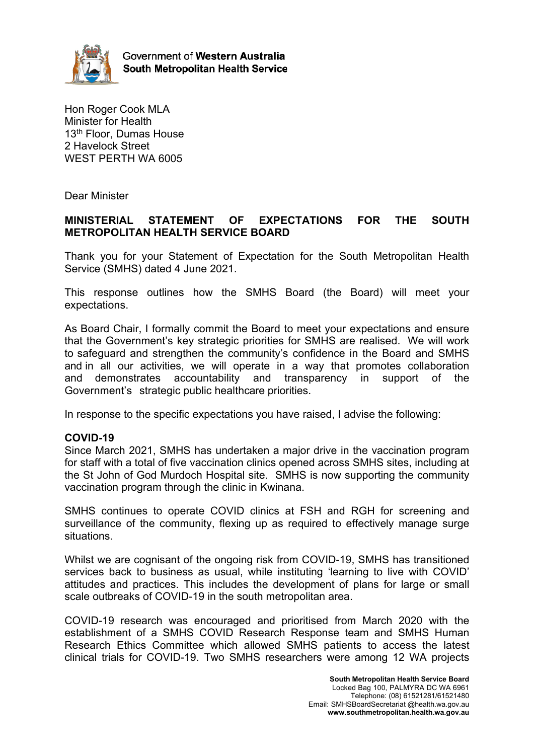Government of **Western Australia**
**South Metropolitan Health Service**

Hon Roger Cook MLA
Minister for Health
13th Floor, Dumas House
2 Havelock Street
WEST PERTH WA 6005

Dear Minister

**MINISTERIAL STATEMENT OF EXPECTATIONS FOR THE SOUTH METROPOLITAN HEALTH SERVICE BOARD**

Thank you for your Statement of Expectation for the South Metropolitan Health Service (SMHS) dated 4 June 2021.

This response outlines how the SMHS Board (the Board) will meet your expectations.

As Board Chair, I formally commit the Board to meet your expectations and ensure that the Government's key strategic priorities for SMHS are realised. We will work to safeguard and strengthen the community's confidence in the Board and SMHS and in all our activities, we will operate in a way that promotes collaboration and demonstrates accountability and transparency in support of the Government's strategic public healthcare priorities.

In response to the specific expectations you have raised, I advise the following:

**COVID-19**

Since March 2021, SMHS has undertaken a major drive in the vaccination program for staff with a total of five vaccination clinics opened across SMHS sites, including at the St John of God Murdoch Hospital site. SMHS is now supporting the community vaccination program through the clinic in Kwinana.

SMHS continues to operate COVID clinics at FSH and RGH for screening and surveillance of the community, flexing up as required to effectively manage surge situations.

Whilst we are cognisant of the ongoing risk from COVID-19, SMHS has transitioned services back to business as usual, while instituting 'learning to live with COVID' attitudes and practices. This includes the development of plans for large or small scale outbreaks of COVID-19 in the south metropolitan area.

COVID-19 research was encouraged and prioritised from March 2020 with the establishment of a SMHS COVID Research Response team and SMHS Human Research Ethics Committee which allowed SMHS patients to access the latest clinical trials for COVID-19. Two SMHS researchers were among 12 WA projects

**South Metropolitan Health Service Board**
Locked Bag 100, PALMYRA DC WA 6961
Telephone: (08) 61521281/61521480
Email: SMHSBoardSecretariat @health.wa.gov.au
**www.southmetropolitan.health.wa.gov.au**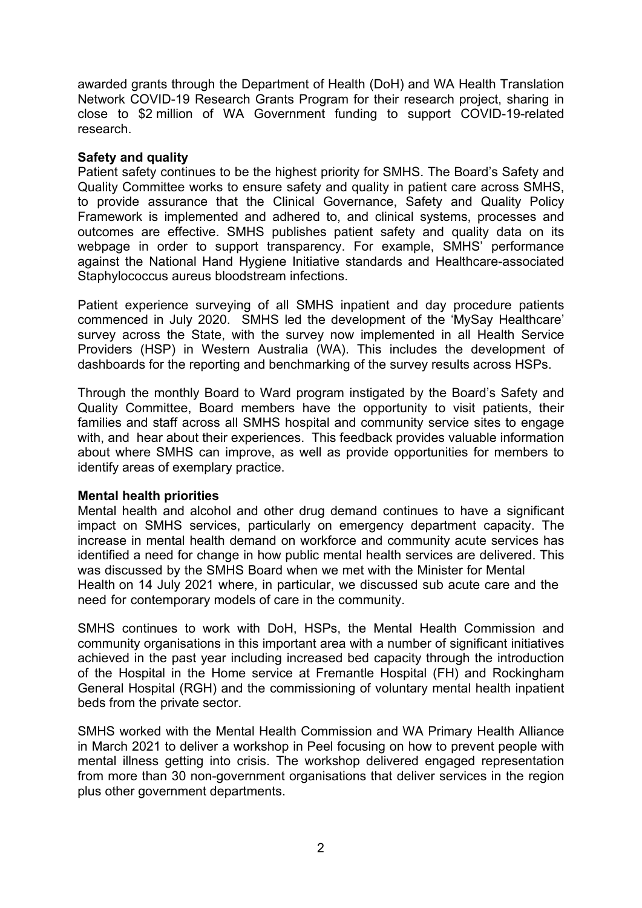awarded grants through the Department of Health (DoH) and WA Health Translation Network COVID-19 Research Grants Program for their research project, sharing in close to $2 million of WA Government funding to support COVID-19-related research.

**Safety and quality**

Patient safety continues to be the highest priority for SMHS. The Board's Safety and Quality Committee works to ensure safety and quality in patient care across SMHS, to provide assurance that the Clinical Governance, Safety and Quality Policy Framework is implemented and adhered to, and clinical systems, processes and outcomes are effective. SMHS publishes patient safety and quality data on its webpage in order to support transparency. For example, SMHS' performance against the National Hand Hygiene Initiative standards and Healthcare-associated Staphylococcus aureus bloodstream infections.

Patient experience surveying of all SMHS inpatient and day procedure patients commenced in July 2020. SMHS led the development of the 'MySay Healthcare' survey across the State, with the survey now implemented in all Health Service Providers (HSP) in Western Australia (WA). This includes the development of dashboards for the reporting and benchmarking of the survey results across HSPs.

Through the monthly Board to Ward program instigated by the Board's Safety and Quality Committee, Board members have the opportunity to visit patients, their families and staff across all SMHS hospital and community service sites to engage with, and hear about their experiences. This feedback provides valuable information about where SMHS can improve, as well as provide opportunities for members to identify areas of exemplary practice.

**Mental health priorities**

Mental health and alcohol and other drug demand continues to have a significant impact on SMHS services, particularly on emergency department capacity. The increase in mental health demand on workforce and community acute services has identified a need for change in how public mental health services are delivered. This was discussed by the SMHS Board when we met with the Minister for Mental Health on 14 July 2021 where, in particular, we discussed sub acute care and the need for contemporary models of care in the community.

SMHS continues to work with DoH, HSPs, the Mental Health Commission and community organisations in this important area with a number of significant initiatives achieved in the past year including increased bed capacity through the introduction of the Hospital in the Home service at Fremantle Hospital (FH) and Rockingham General Hospital (RGH) and the commissioning of voluntary mental health inpatient beds from the private sector.

SMHS worked with the Mental Health Commission and WA Primary Health Alliance in March 2021 to deliver a workshop in Peel focusing on how to prevent people with mental illness getting into crisis. The workshop delivered engaged representation from more than 30 non-government organisations that deliver services in the region plus other government departments.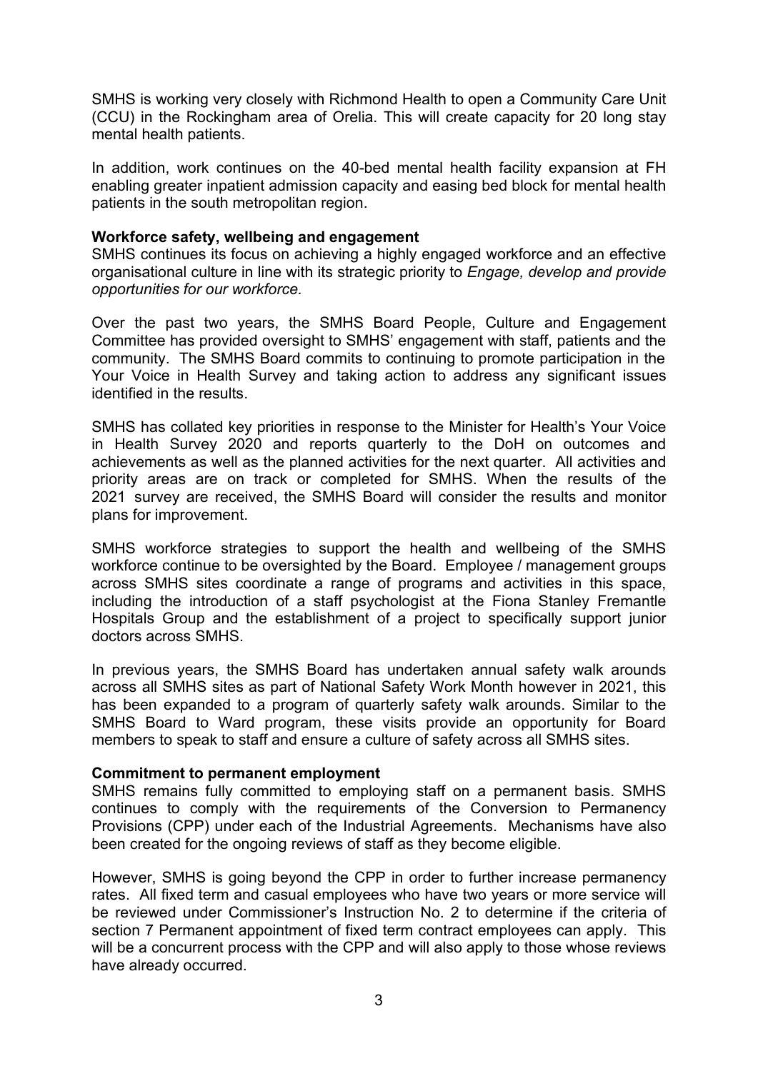SMHS is working very closely with Richmond Health to open a Community Care Unit (CCU) in the Rockingham area of Orelia. This will create capacity for 20 long stay mental health patients.

In addition, work continues on the 40-bed mental health facility expansion at FH enabling greater inpatient admission capacity and easing bed block for mental health patients in the south metropolitan region.

**Workforce safety, wellbeing and engagement**
SMHS continues its focus on achieving a highly engaged workforce and an effective organisational culture in line with its strategic priority to *Engage, develop and provide opportunities for our workforce.*

Over the past two years, the SMHS Board People, Culture and Engagement Committee has provided oversight to SMHS' engagement with staff, patients and the community. The SMHS Board commits to continuing to promote participation in the Your Voice in Health Survey and taking action to address any significant issues identified in the results.

SMHS has collated key priorities in response to the Minister for Health's Your Voice in Health Survey 2020 and reports quarterly to the DoH on outcomes and achievements as well as the planned activities for the next quarter. All activities and priority areas are on track or completed for SMHS. When the results of the 2021 survey are received, the SMHS Board will consider the results and monitor plans for improvement.

SMHS workforce strategies to support the health and wellbeing of the SMHS workforce continue to be oversighted by the Board. Employee / management groups across SMHS sites coordinate a range of programs and activities in this space, including the introduction of a staff psychologist at the Fiona Stanley Fremantle Hospitals Group and the establishment of a project to specifically support junior doctors across SMHS.

In previous years, the SMHS Board has undertaken annual safety walk arounds across all SMHS sites as part of National Safety Work Month however in 2021, this has been expanded to a program of quarterly safety walk arounds. Similar to the SMHS Board to Ward program, these visits provide an opportunity for Board members to speak to staff and ensure a culture of safety across all SMHS sites.

**Commitment to permanent employment**
SMHS remains fully committed to employing staff on a permanent basis. SMHS continues to comply with the requirements of the Conversion to Permanency Provisions (CPP) under each of the Industrial Agreements. Mechanisms have also been created for the ongoing reviews of staff as they become eligible.

However, SMHS is going beyond the CPP in order to further increase permanency rates. All fixed term and casual employees who have two years or more service will be reviewed under Commissioner's Instruction No. 2 to determine if the criteria of section 7 Permanent appointment of fixed term contract employees can apply. This will be a concurrent process with the CPP and will also apply to those whose reviews have already occurred.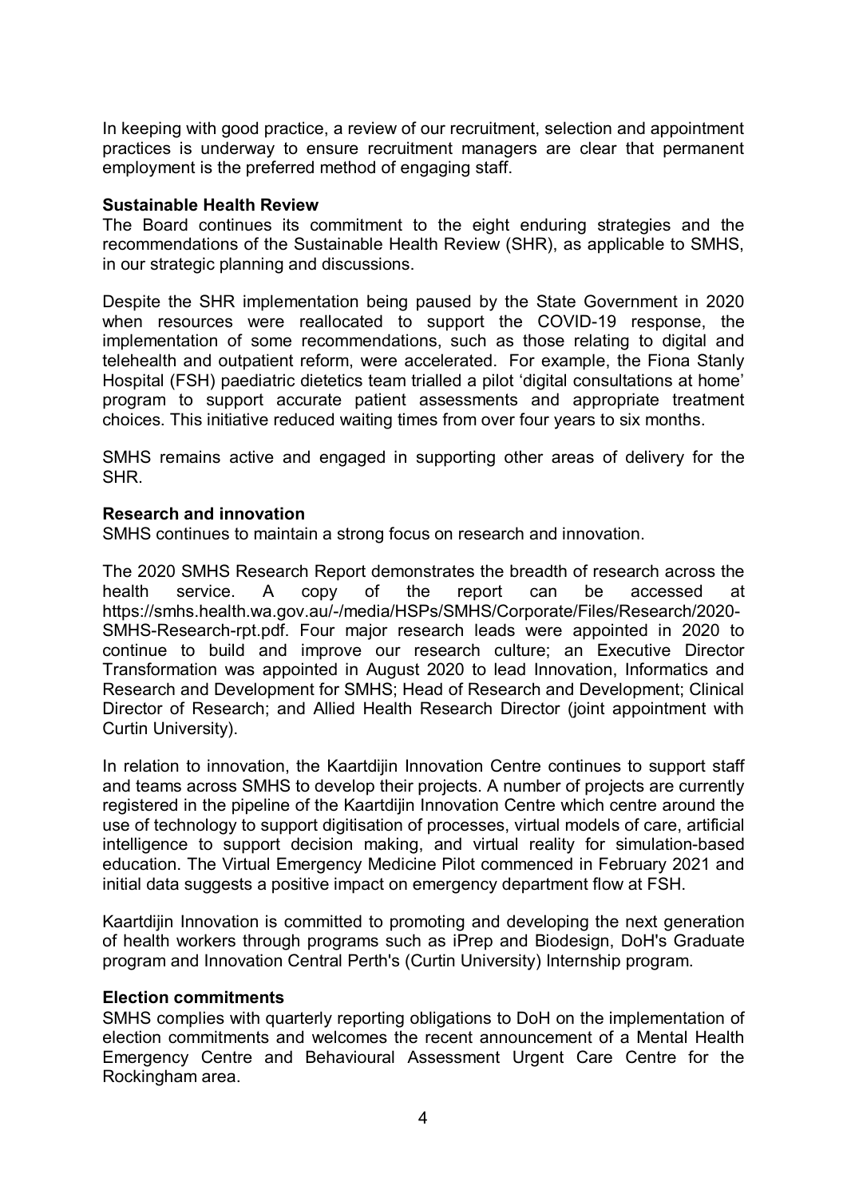In keeping with good practice, a review of our recruitment, selection and appointment practices is underway to ensure recruitment managers are clear that permanent employment is the preferred method of engaging staff.

**Sustainable Health Review**

The Board continues its commitment to the eight enduring strategies and the recommendations of the Sustainable Health Review (SHR), as applicable to SMHS, in our strategic planning and discussions.

Despite the SHR implementation being paused by the State Government in 2020 when resources were reallocated to support the COVID-19 response, the implementation of some recommendations, such as those relating to digital and telehealth and outpatient reform, were accelerated. For example, the Fiona Stanly Hospital (FSH) paediatric dietetics team trialled a pilot 'digital consultations at home' program to support accurate patient assessments and appropriate treatment choices. This initiative reduced waiting times from over four years to six months.

SMHS remains active and engaged in supporting other areas of delivery for the SHR.

**Research and innovation**

SMHS continues to maintain a strong focus on research and innovation.

The 2020 SMHS Research Report demonstrates the breadth of research across the health service. A copy of the report can be accessed at https://smhs.health.wa.gov.au/-/media/HSPs/SMHS/Corporate/Files/Research/2020-SMHS-Research-rpt.pdf. Four major research leads were appointed in 2020 to continue to build and improve our research culture; an Executive Director Transformation was appointed in August 2020 to lead Innovation, Informatics and Research and Development for SMHS; Head of Research and Development; Clinical Director of Research; and Allied Health Research Director (joint appointment with Curtin University).

In relation to innovation, the Kaartdijin Innovation Centre continues to support staff and teams across SMHS to develop their projects. A number of projects are currently registered in the pipeline of the Kaartdijin Innovation Centre which centre around the use of technology to support digitisation of processes, virtual models of care, artificial intelligence to support decision making, and virtual reality for simulation-based education. The Virtual Emergency Medicine Pilot commenced in February 2021 and initial data suggests a positive impact on emergency department flow at FSH.

Kaartdijin Innovation is committed to promoting and developing the next generation of health workers through programs such as iPrep and Biodesign, DoH's Graduate program and Innovation Central Perth's (Curtin University) Internship program.

**Election commitments**

SMHS complies with quarterly reporting obligations to DoH on the implementation of election commitments and welcomes the recent announcement of a Mental Health Emergency Centre and Behavioural Assessment Urgent Care Centre for the Rockingham area.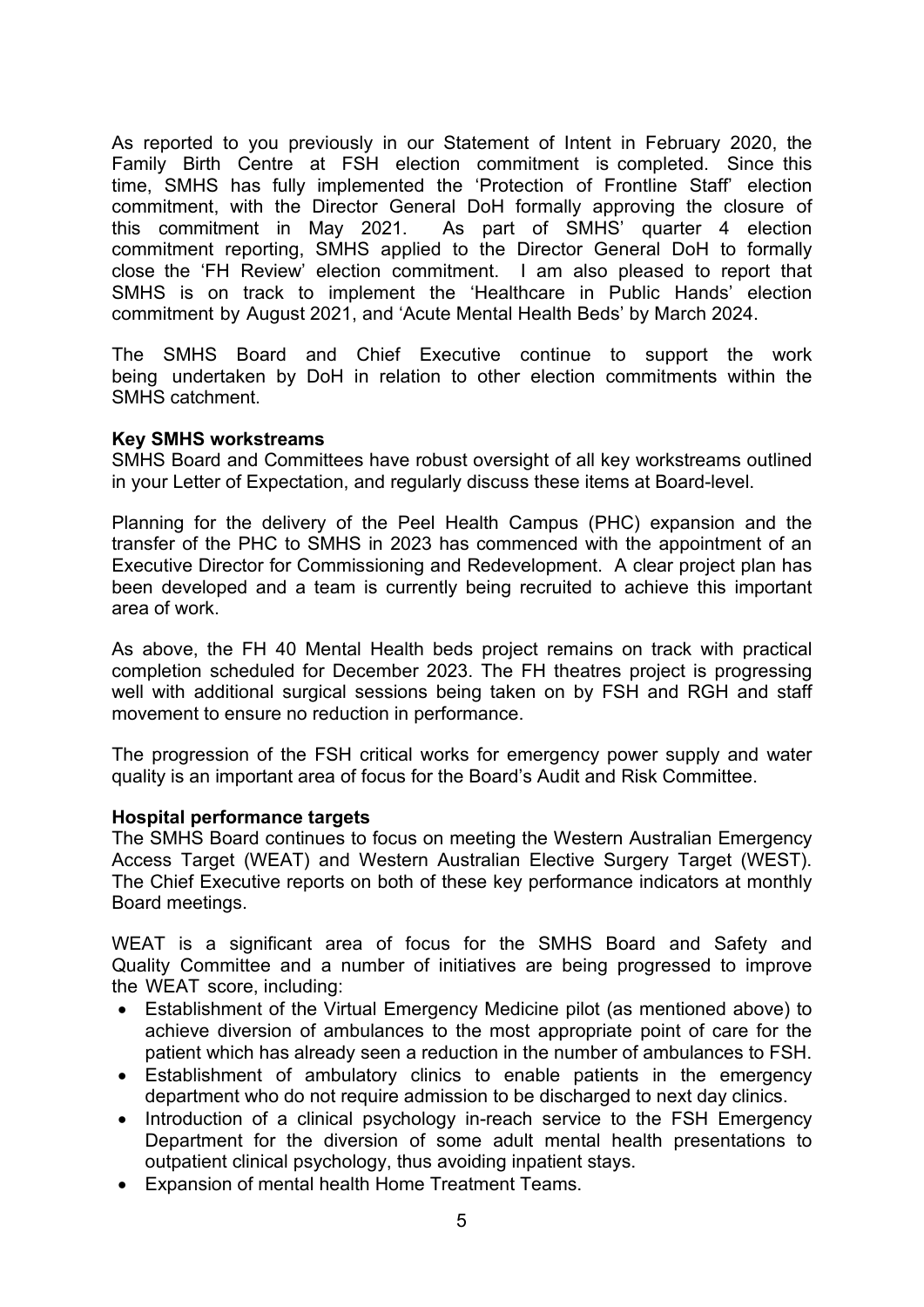As reported to you previously in our Statement of Intent in February 2020, the Family Birth Centre at FSH election commitment is completed. Since this time, SMHS has fully implemented the 'Protection of Frontline Staff' election commitment, with the Director General DoH formally approving the closure of this commitment in May 2021. As part of SMHS' quarter 4 election commitment reporting, SMHS applied to the Director General DoH to formally close the 'FH Review' election commitment. I am also pleased to report that SMHS is on track to implement the 'Healthcare in Public Hands' election commitment by August 2021, and 'Acute Mental Health Beds' by March 2024.

The SMHS Board and Chief Executive continue to support the work being undertaken by DoH in relation to other election commitments within the SMHS catchment.

**Key SMHS workstreams**

SMHS Board and Committees have robust oversight of all key workstreams outlined in your Letter of Expectation, and regularly discuss these items at Board-level.

Planning for the delivery of the Peel Health Campus (PHC) expansion and the transfer of the PHC to SMHS in 2023 has commenced with the appointment of an Executive Director for Commissioning and Redevelopment. A clear project plan has been developed and a team is currently being recruited to achieve this important area of work.

As above, the FH 40 Mental Health beds project remains on track with practical completion scheduled for December 2023. The FH theatres project is progressing well with additional surgical sessions being taken on by FSH and RGH and staff movement to ensure no reduction in performance.

The progression of the FSH critical works for emergency power supply and water quality is an important area of focus for the Board's Audit and Risk Committee.

**Hospital performance targets**

The SMHS Board continues to focus on meeting the Western Australian Emergency Access Target (WEAT) and Western Australian Elective Surgery Target (WEST). The Chief Executive reports on both of these key performance indicators at monthly Board meetings.

WEAT is a significant area of focus for the SMHS Board and Safety and Quality Committee and a number of initiatives are being progressed to improve the WEAT score, including:

- Establishment of the Virtual Emergency Medicine pilot (as mentioned above) to achieve diversion of ambulances to the most appropriate point of care for the patient which has already seen a reduction in the number of ambulances to FSH.
- Establishment of ambulatory clinics to enable patients in the emergency department who do not require admission to be discharged to next day clinics.
- Introduction of a clinical psychology in-reach service to the FSH Emergency Department for the diversion of some adult mental health presentations to outpatient clinical psychology, thus avoiding inpatient stays.
- Expansion of mental health Home Treatment Teams.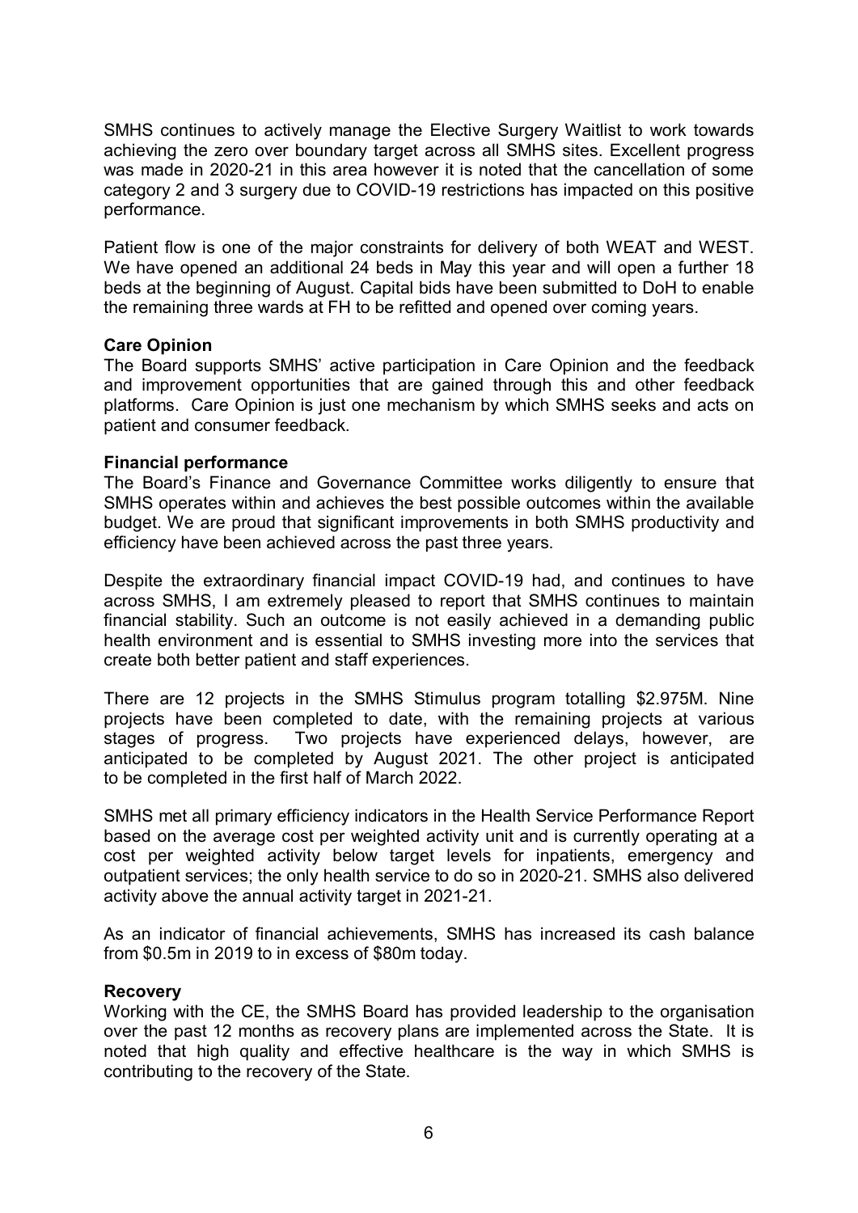SMHS continues to actively manage the Elective Surgery Waitlist to work towards achieving the zero over boundary target across all SMHS sites. Excellent progress was made in 2020-21 in this area however it is noted that the cancellation of some category 2 and 3 surgery due to COVID-19 restrictions has impacted on this positive performance.

Patient flow is one of the major constraints for delivery of both WEAT and WEST. We have opened an additional 24 beds in May this year and will open a further 18 beds at the beginning of August. Capital bids have been submitted to DoH to enable the remaining three wards at FH to be refitted and opened over coming years.

**Care Opinion**
The Board supports SMHS' active participation in Care Opinion and the feedback and improvement opportunities that are gained through this and other feedback platforms. Care Opinion is just one mechanism by which SMHS seeks and acts on patient and consumer feedback.

**Financial performance**
The Board's Finance and Governance Committee works diligently to ensure that SMHS operates within and achieves the best possible outcomes within the available budget. We are proud that significant improvements in both SMHS productivity and efficiency have been achieved across the past three years.

Despite the extraordinary financial impact COVID-19 had, and continues to have across SMHS, I am extremely pleased to report that SMHS continues to maintain financial stability. Such an outcome is not easily achieved in a demanding public health environment and is essential to SMHS investing more into the services that create both better patient and staff experiences.

There are 12 projects in the SMHS Stimulus program totalling $2.975M. Nine projects have been completed to date, with the remaining projects at various stages of progress. Two projects have experienced delays, however, are anticipated to be completed by August 2021. The other project is anticipated to be completed in the first half of March 2022.

SMHS met all primary efficiency indicators in the Health Service Performance Report based on the average cost per weighted activity unit and is currently operating at a cost per weighted activity below target levels for inpatients, emergency and outpatient services; the only health service to do so in 2020-21. SMHS also delivered activity above the annual activity target in 2021-21.

As an indicator of financial achievements, SMHS has increased its cash balance from $0.5m in 2019 to in excess of $80m today.

**Recovery**
Working with the CE, the SMHS Board has provided leadership to the organisation over the past 12 months as recovery plans are implemented across the State. It is noted that high quality and effective healthcare is the way in which SMHS is contributing to the recovery of the State.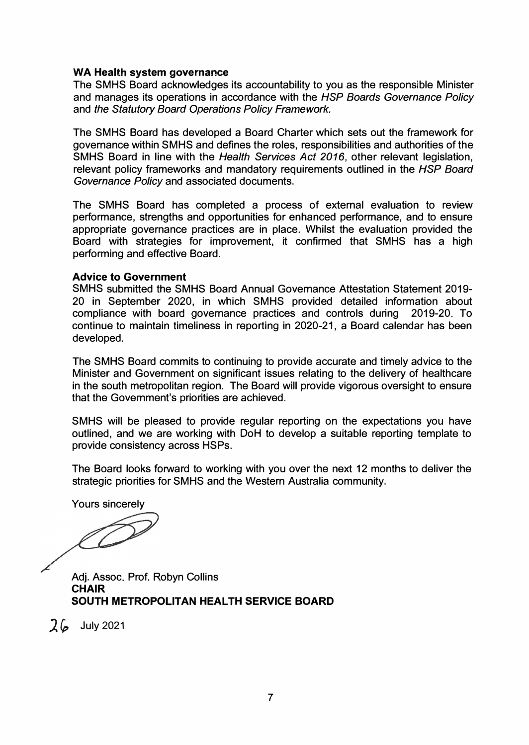**WA Health system governance**

The SMHS Board acknowledges its accountability to you as the responsible Minister and manages its operations in accordance with the *HSP Boards Governance Policy* and *the Statutory Board Operations Policy Framework.*

The SMHS Board has developed a Board Charter which sets out the framework for governance within SMHS and defines the roles, responsibilities and authorities of the SMHS Board in line with the *Health Services Act 2016*, other relevant legislation, relevant policy frameworks and mandatory requirements outlined in the *HSP Board Governance Policy* and associated documents.

The SMHS Board has completed a process of external evaluation to review performance, strengths and opportunities for enhanced performance, and to ensure appropriate governance practices are in place. Whilst the evaluation provided the Board with strategies for improvement, it confirmed that SMHS has a high performing and effective Board.

**Advice to Government**

SMHS submitted the SMHS Board Annual Governance Attestation Statement 2019-20 in September 2020, in which SMHS provided detailed information about compliance with board governance practices and controls during 2019-20. To continue to maintain timeliness in reporting in 2020-21, a Board calendar has been developed.

The SMHS Board commits to continuing to provide accurate and timely advice to the Minister and Government on significant issues relating to the delivery of healthcare in the south metropolitan region. The Board will provide vigorous oversight to ensure that the Government's priorities are achieved.

SMHS will be pleased to provide regular reporting on the expectations you have outlined, and we are working with DoH to develop a suitable reporting template to provide consistency across HSPs.

The Board looks forward to working with you over the next 12 months to deliver the strategic priorities for SMHS and the Western Australia community.

Yours sincerely

Adj. Assoc. Prof. Robyn Collins
**CHAIR**
**SOUTH METROPOLITAN HEALTH SERVICE BOARD**

26 July 2021